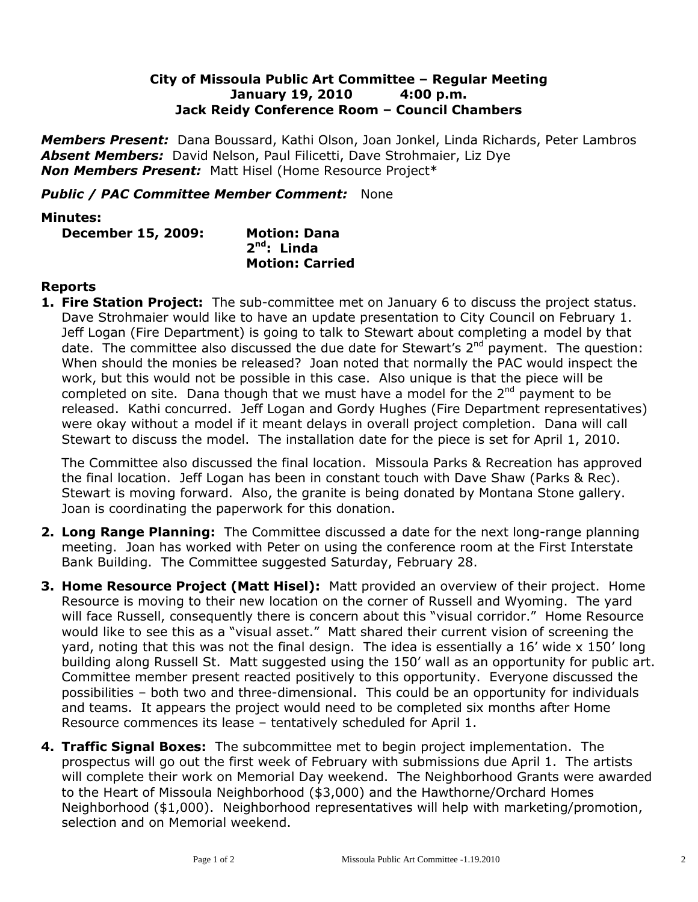**City of Missoula Public Art Committee – Regular Meeting**
**January 19, 2010 4:00 p.m.**
**Jack Reidy Conference Room – Council Chambers**

***Members Present:*** Dana Boussard, Kathi Olson, Joan Jonkel, Linda Richards, Peter Lambros
***Absent Members:*** David Nelson, Paul Filicetti, Dave Strohmaier, Liz Dye
***Non Members Present:*** Matt Hisel (Home Resource Project*

***Public / PAC Committee Member Comment:*** None

**Minutes:**

**December 15, 2009:** **Motion: Dana**
**2nd: Linda**
**Motion: Carried**

**Reports**

1. **Fire Station Project:** The sub-committee met on January 6 to discuss the project status. Dave Strohmaier would like to have an update presentation to City Council on February 1. Jeff Logan (Fire Department) is going to talk to Stewart about completing a model by that date. The committee also discussed the due date for Stewart's 2nd payment. The question: When should the monies be released? Joan noted that normally the PAC would inspect the work, but this would not be possible in this case. Also unique is that the piece will be completed on site. Dana though that we must have a model for the 2nd payment to be released. Kathi concurred. Jeff Logan and Gordy Hughes (Fire Department representatives) were okay without a model if it meant delays in overall project completion. Dana will call Stewart to discuss the model. The installation date for the piece is set for April 1, 2010.

   The Committee also discussed the final location. Missoula Parks & Recreation has approved the final location. Jeff Logan has been in constant touch with Dave Shaw (Parks & Rec). Stewart is moving forward. Also, the granite is being donated by Montana Stone gallery. Joan is coordinating the paperwork for this donation.

2. **Long Range Planning:** The Committee discussed a date for the next long-range planning meeting. Joan has worked with Peter on using the conference room at the First Interstate Bank Building. The Committee suggested Saturday, February 28.

3. **Home Resource Project (Matt Hisel):** Matt provided an overview of their project. Home Resource is moving to their new location on the corner of Russell and Wyoming. The yard will face Russell, consequently there is concern about this "visual corridor." Home Resource would like to see this as a "visual asset." Matt shared their current vision of screening the yard, noting that this was not the final design. The idea is essentially a 16' wide x 150' long building along Russell St. Matt suggested using the 150' wall as an opportunity for public art. Committee member present reacted positively to this opportunity. Everyone discussed the possibilities – both two and three-dimensional. This could be an opportunity for individuals and teams. It appears the project would need to be completed six months after Home Resource commences its lease – tentatively scheduled for April 1.

4. **Traffic Signal Boxes:** The subcommittee met to begin project implementation. The prospectus will go out the first week of February with submissions due April 1. The artists will complete their work on Memorial Day weekend. The Neighborhood Grants were awarded to the Heart of Missoula Neighborhood ($3,000) and the Hawthorne/Orchard Homes Neighborhood ($1,000). Neighborhood representatives will help with marketing/promotion, selection and on Memorial weekend.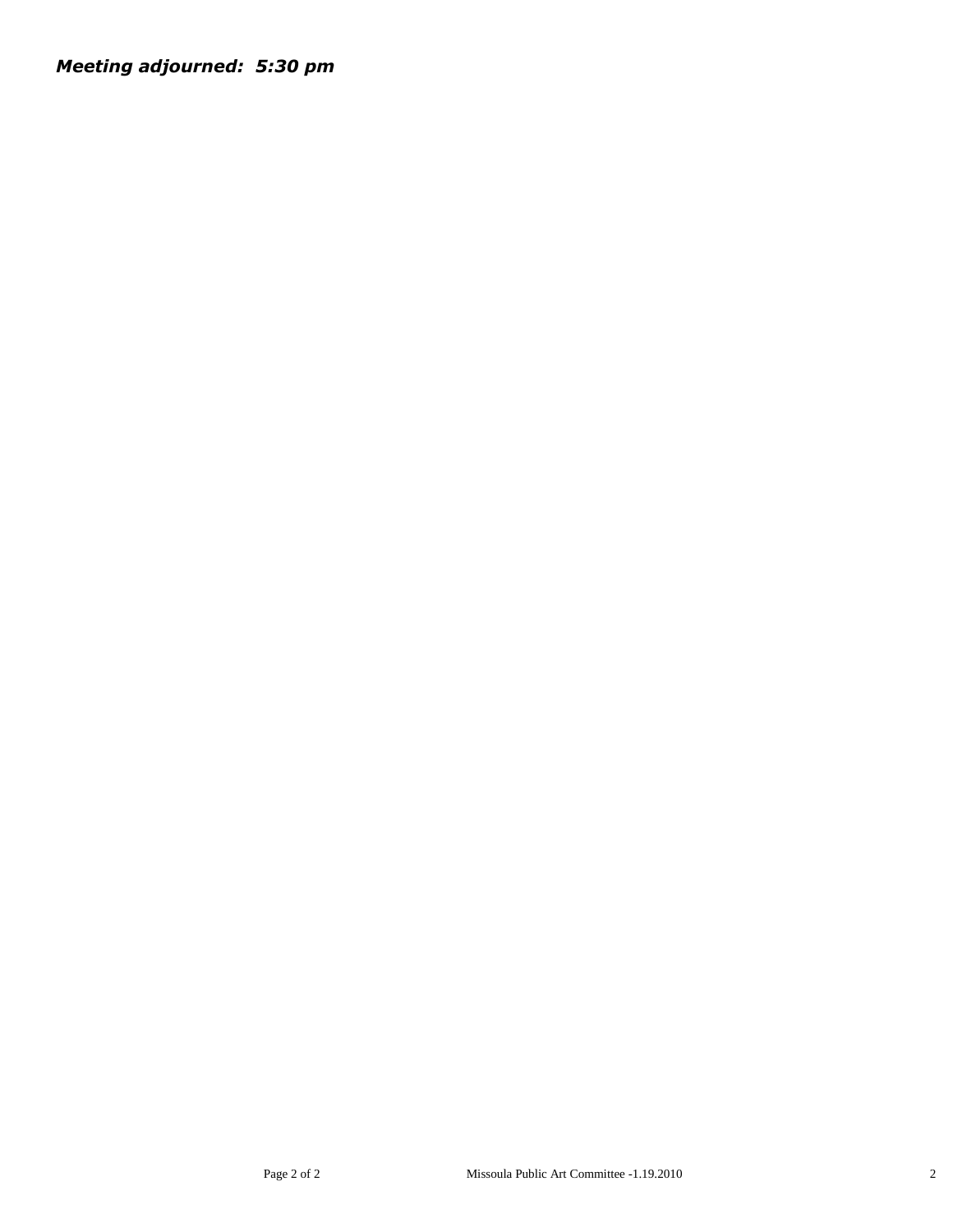***Meeting adjourned:  5:30 pm***